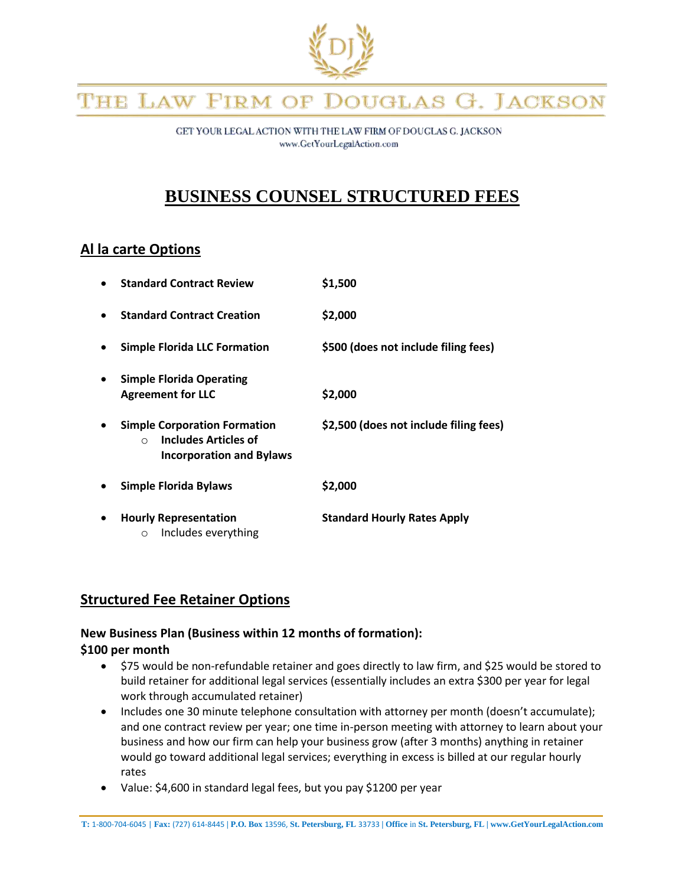# THE LAW FIRM OF DOUGLAS G. JACKSON

GET YOUR LEGAL ACTION WITH THE LAW FIRM OF DOUGLAS G. JACKSON
www.GetYourLegalAction.com

## BUSINESS COUNSEL STRUCTURED FEES

### Al la carte Options

| Service | Fee |
| --- | --- |
| **Standard Contract Review** | **$1,500** |
| **Standard Contract Creation** | **$2,000** |
| **Simple Florida LLC Formation** | **$500 (does not include filing fees)** |
| **Simple Florida Operating Agreement for LLC** | **$2,000** |
| **Simple Corporation Formation** (Includes Articles of Incorporation and Bylaws) | **$2,500 (does not include filing fees)** |
| **Simple Florida Bylaws** | **$2,000** |
| **Hourly Representation** (Includes everything) | **Standard Hourly Rates Apply** |

### Structured Fee Retainer Options

**New Business Plan (Business within 12 months of formation):**
**$100 per month**

- $75 would be non-refundable retainer and goes directly to law firm, and $25 would be stored to build retainer for additional legal services (essentially includes an extra $300 per year for legal work through accumulated retainer)
- Includes one 30 minute telephone consultation with attorney per month (doesn't accumulate); and one contract review per year; one time in-person meeting with attorney to learn about your business and how our firm can help your business grow (after 3 months) anything in retainer would go toward additional legal services; everything in excess is billed at our regular hourly rates
- Value: $4,600 in standard legal fees, but you pay $1200 per year

**T:** 1-800-704-6045 | **Fax:** (727) 614-8445 | **P.O. Box** 13596, **St. Petersburg, FL** 33733 | **Office** in **St. Petersburg, FL** | **www.GetYourLegalAction.com**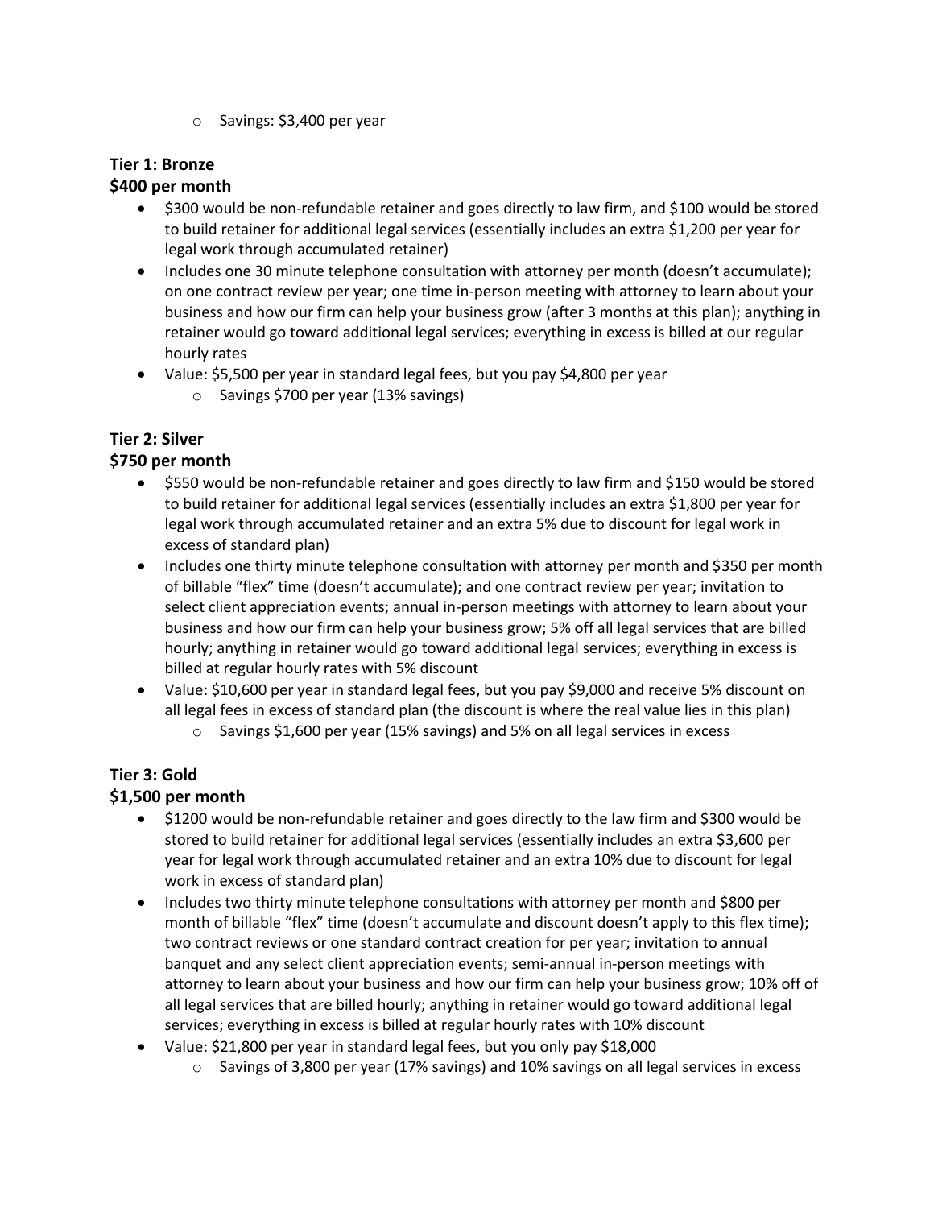- Savings: $3,400 per year

**Tier 1: Bronze**
**$400 per month**

- $300 would be non-refundable retainer and goes directly to law firm, and $100 would be stored to build retainer for additional legal services (essentially includes an extra $1,200 per year for legal work through accumulated retainer)
- Includes one 30 minute telephone consultation with attorney per month (doesn't accumulate); on one contract review per year; one time in-person meeting with attorney to learn about your business and how our firm can help your business grow (after 3 months at this plan); anything in retainer would go toward additional legal services; everything in excess is billed at our regular hourly rates
- Value: $5,500 per year in standard legal fees, but you pay $4,800 per year
  - Savings $700 per year (13% savings)

**Tier 2: Silver**
**$750 per month**

- $550 would be non-refundable retainer and goes directly to law firm and $150 would be stored to build retainer for additional legal services (essentially includes an extra $1,800 per year for legal work through accumulated retainer and an extra 5% due to discount for legal work in excess of standard plan)
- Includes one thirty minute telephone consultation with attorney per month and $350 per month of billable "flex" time (doesn't accumulate); and one contract review per year; invitation to select client appreciation events; annual in-person meetings with attorney to learn about your business and how our firm can help your business grow; 5% off all legal services that are billed hourly; anything in retainer would go toward additional legal services; everything in excess is billed at regular hourly rates with 5% discount
- Value: $10,600 per year in standard legal fees, but you pay $9,000 and receive 5% discount on all legal fees in excess of standard plan (the discount is where the real value lies in this plan)
  - Savings $1,600 per year (15% savings) and 5% on all legal services in excess

**Tier 3: Gold**
**$1,500 per month**

- $1200 would be non-refundable retainer and goes directly to the law firm and $300 would be stored to build retainer for additional legal services (essentially includes an extra $3,600 per year for legal work through accumulated retainer and an extra 10% due to discount for legal work in excess of standard plan)
- Includes two thirty minute telephone consultations with attorney per month and $800 per month of billable "flex" time (doesn't accumulate and discount doesn't apply to this flex time); two contract reviews or one standard contract creation for per year; invitation to annual banquet and any select client appreciation events; semi-annual in-person meetings with attorney to learn about your business and how our firm can help your business grow; 10% off of all legal services that are billed hourly; anything in retainer would go toward additional legal services; everything in excess is billed at regular hourly rates with 10% discount
- Value: $21,800 per year in standard legal fees, but you only pay $18,000
  - Savings of 3,800 per year (17% savings) and 10% savings on all legal services in excess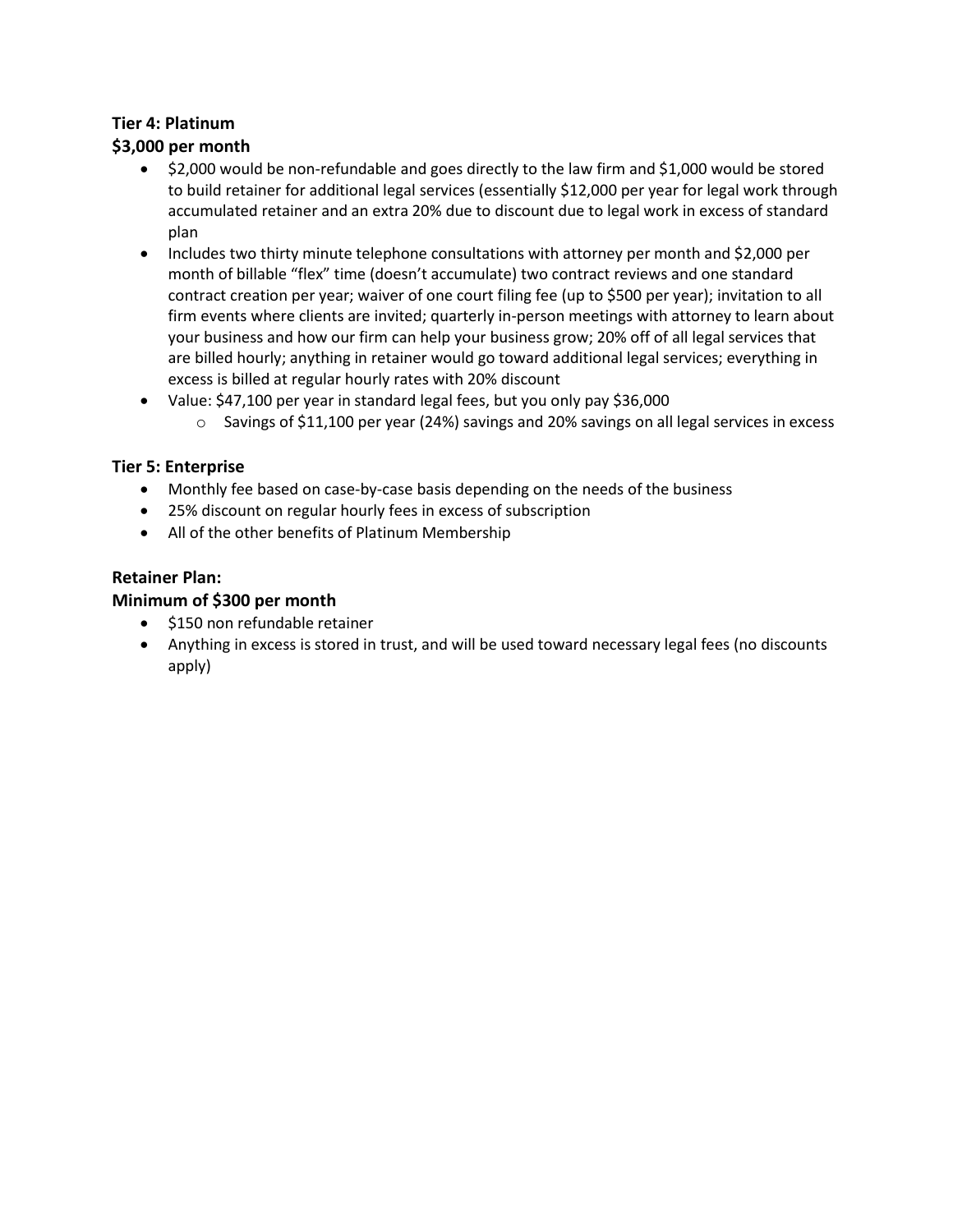**Tier 4: Platinum**

**$3,000 per month**

- $2,000 would be non-refundable and goes directly to the law firm and $1,000 would be stored to build retainer for additional legal services (essentially $12,000 per year for legal work through accumulated retainer and an extra 20% due to discount due to legal work in excess of standard plan
- Includes two thirty minute telephone consultations with attorney per month and $2,000 per month of billable “flex” time (doesn’t accumulate) two contract reviews and one standard contract creation per year; waiver of one court filing fee (up to $500 per year); invitation to all firm events where clients are invited; quarterly in-person meetings with attorney to learn about your business and how our firm can help your business grow; 20% off of all legal services that are billed hourly; anything in retainer would go toward additional legal services; everything in excess is billed at regular hourly rates with 20% discount
- Value: $47,100 per year in standard legal fees, but you only pay $36,000
  - Savings of $11,100 per year (24%) savings and 20% savings on all legal services in excess

**Tier 5: Enterprise**

- Monthly fee based on case-by-case basis depending on the needs of the business
- 25% discount on regular hourly fees in excess of subscription
- All of the other benefits of Platinum Membership

**Retainer Plan:**

**Minimum of $300 per month**

- $150 non refundable retainer
- Anything in excess is stored in trust, and will be used toward necessary legal fees (no discounts apply)